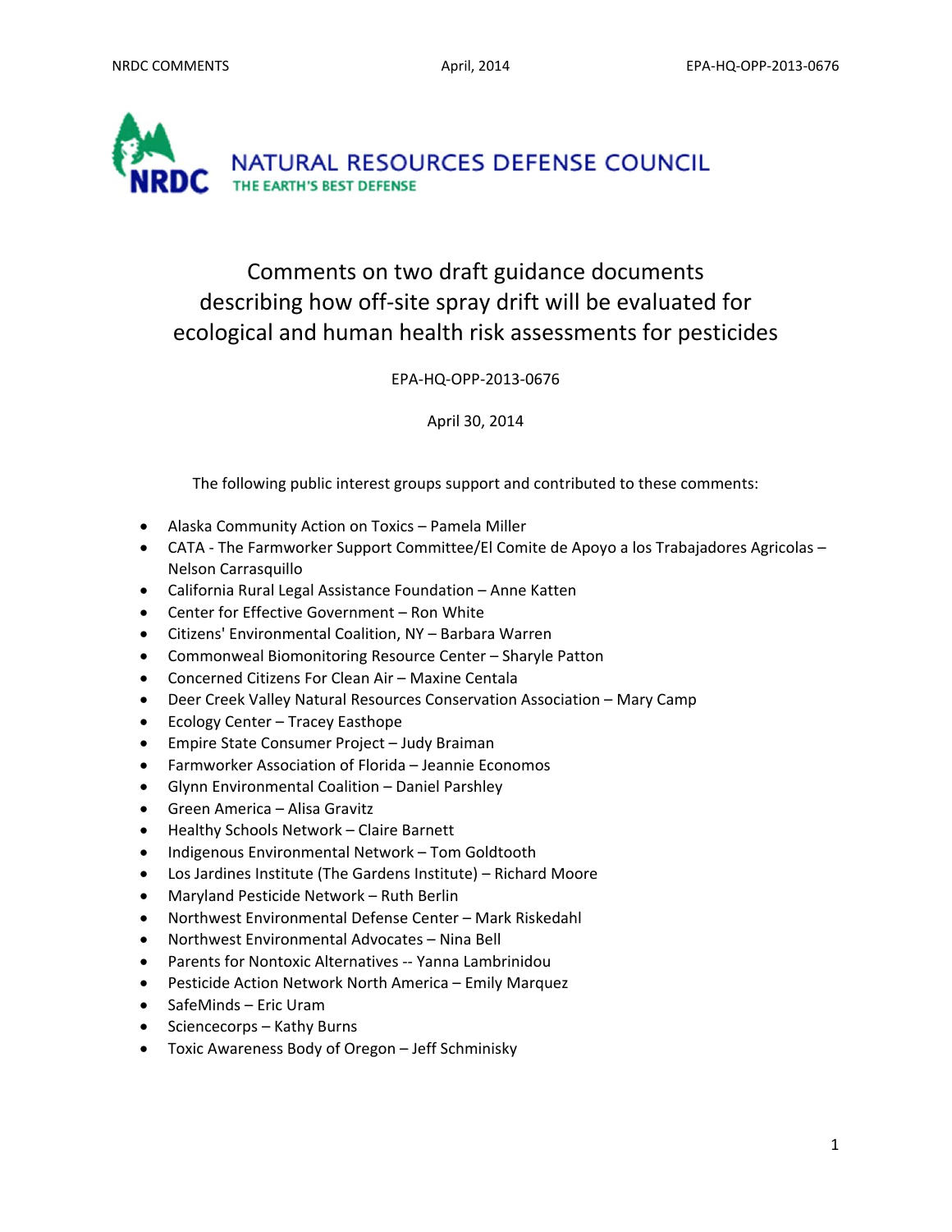NATURAL RESOURCES DEFENSE COUNCIL

THE EARTH'S BEST DEFENSE

# Comments on two draft guidance documents describing how off-site spray drift will be evaluated for ecological and human health risk assessments for pesticides

EPA-HQ-OPP-2013-0676

April 30, 2014

The following public interest groups support and contributed to these comments:

- Alaska Community Action on Toxics – Pamela Miller
- CATA - The Farmworker Support Committee/El Comite de Apoyo a los Trabajadores Agricolas – Nelson Carrasquillo
- California Rural Legal Assistance Foundation – Anne Katten
- Center for Effective Government – Ron White
- Citizens' Environmental Coalition, NY – Barbara Warren
- Commonweal Biomonitoring Resource Center – Sharyle Patton
- Concerned Citizens For Clean Air – Maxine Centala
- Deer Creek Valley Natural Resources Conservation Association – Mary Camp
- Ecology Center – Tracey Easthope
- Empire State Consumer Project – Judy Braiman
- Farmworker Association of Florida – Jeannie Economos
- Glynn Environmental Coalition – Daniel Parshley
- Green America – Alisa Gravitz
- Healthy Schools Network – Claire Barnett
- Indigenous Environmental Network – Tom Goldtooth
- Los Jardines Institute (The Gardens Institute) – Richard Moore
- Maryland Pesticide Network – Ruth Berlin
- Northwest Environmental Defense Center – Mark Riskedahl
- Northwest Environmental Advocates – Nina Bell
- Parents for Nontoxic Alternatives -- Yanna Lambrinidou
- Pesticide Action Network North America – Emily Marquez
- SafeMinds – Eric Uram
- Sciencecorps – Kathy Burns
- Toxic Awareness Body of Oregon – Jeff Schminisky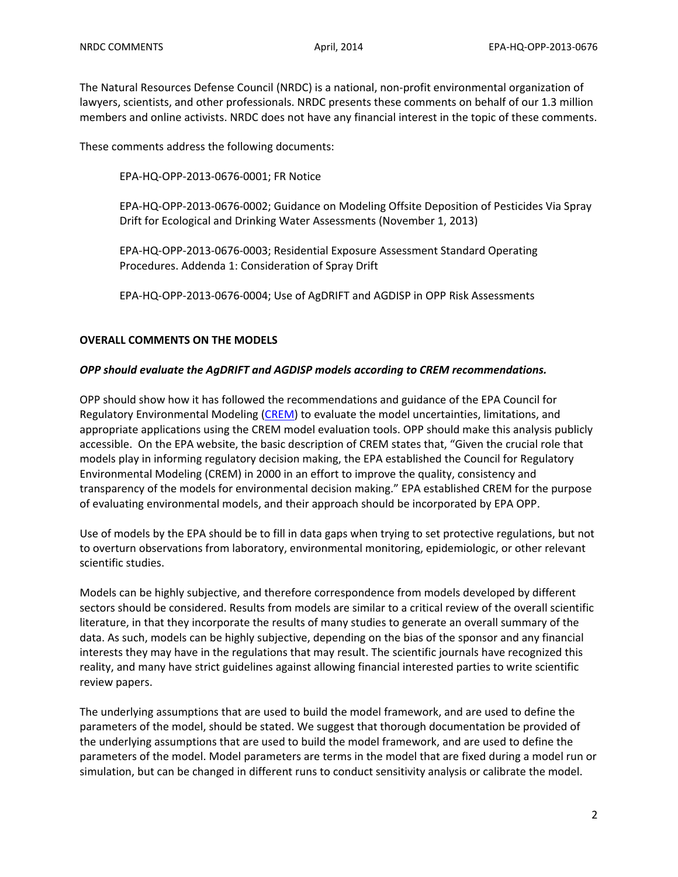The Natural Resources Defense Council (NRDC) is a national, non-profit environmental organization of lawyers, scientists, and other professionals. NRDC presents these comments on behalf of our 1.3 million members and online activists. NRDC does not have any financial interest in the topic of these comments.

These comments address the following documents:

EPA-HQ-OPP-2013-0676-0001; FR Notice

EPA-HQ-OPP-2013-0676-0002; Guidance on Modeling Offsite Deposition of Pesticides Via Spray Drift for Ecological and Drinking Water Assessments (November 1, 2013)

EPA-HQ-OPP-2013-0676-0003; Residential Exposure Assessment Standard Operating Procedures. Addenda 1: Consideration of Spray Drift

EPA-HQ-OPP-2013-0676-0004; Use of AgDRIFT and AGDISP in OPP Risk Assessments

**OVERALL COMMENTS ON THE MODELS**

***OPP should evaluate the AgDRIFT and AGDISP models according to CREM recommendations.***

OPP should show how it has followed the recommendations and guidance of the EPA Council for Regulatory Environmental Modeling (CREM) to evaluate the model uncertainties, limitations, and appropriate applications using the CREM model evaluation tools. OPP should make this analysis publicly accessible. On the EPA website, the basic description of CREM states that, "Given the crucial role that models play in informing regulatory decision making, the EPA established the Council for Regulatory Environmental Modeling (CREM) in 2000 in an effort to improve the quality, consistency and transparency of the models for environmental decision making." EPA established CREM for the purpose of evaluating environmental models, and their approach should be incorporated by EPA OPP.

Use of models by the EPA should be to fill in data gaps when trying to set protective regulations, but not to overturn observations from laboratory, environmental monitoring, epidemiologic, or other relevant scientific studies.

Models can be highly subjective, and therefore correspondence from models developed by different sectors should be considered. Results from models are similar to a critical review of the overall scientific literature, in that they incorporate the results of many studies to generate an overall summary of the data. As such, models can be highly subjective, depending on the bias of the sponsor and any financial interests they may have in the regulations that may result. The scientific journals have recognized this reality, and many have strict guidelines against allowing financial interested parties to write scientific review papers.

The underlying assumptions that are used to build the model framework, and are used to define the parameters of the model, should be stated. We suggest that thorough documentation be provided of the underlying assumptions that are used to build the model framework, and are used to define the parameters of the model. Model parameters are terms in the model that are fixed during a model run or simulation, but can be changed in different runs to conduct sensitivity analysis or calibrate the model.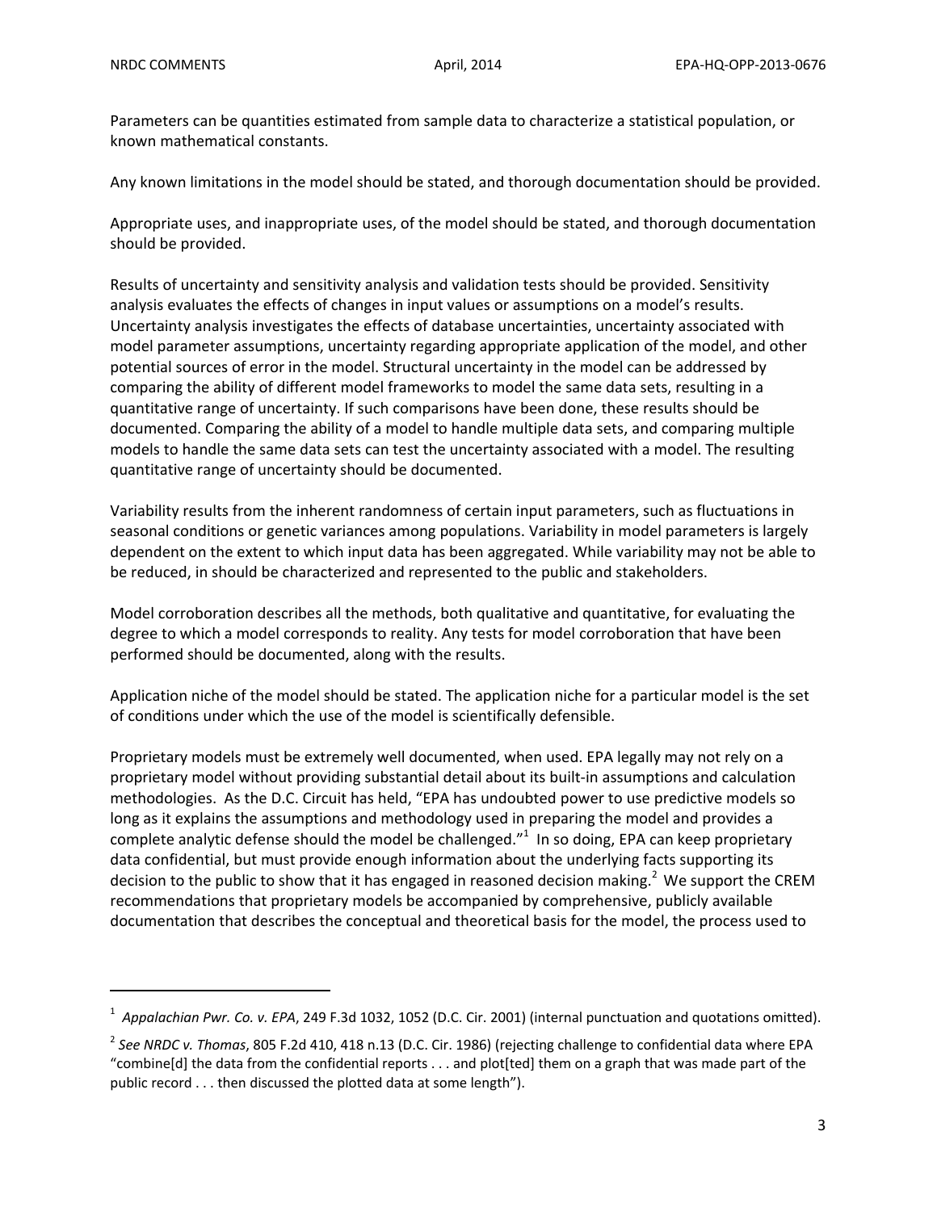Parameters can be quantities estimated from sample data to characterize a statistical population, or known mathematical constants.

Any known limitations in the model should be stated, and thorough documentation should be provided.

Appropriate uses, and inappropriate uses, of the model should be stated, and thorough documentation should be provided.

Results of uncertainty and sensitivity analysis and validation tests should be provided. Sensitivity analysis evaluates the effects of changes in input values or assumptions on a model's results. Uncertainty analysis investigates the effects of database uncertainties, uncertainty associated with model parameter assumptions, uncertainty regarding appropriate application of the model, and other potential sources of error in the model. Structural uncertainty in the model can be addressed by comparing the ability of different model frameworks to model the same data sets, resulting in a quantitative range of uncertainty. If such comparisons have been done, these results should be documented. Comparing the ability of a model to handle multiple data sets, and comparing multiple models to handle the same data sets can test the uncertainty associated with a model. The resulting quantitative range of uncertainty should be documented.

Variability results from the inherent randomness of certain input parameters, such as fluctuations in seasonal conditions or genetic variances among populations. Variability in model parameters is largely dependent on the extent to which input data has been aggregated. While variability may not be able to be reduced, in should be characterized and represented to the public and stakeholders.

Model corroboration describes all the methods, both qualitative and quantitative, for evaluating the degree to which a model corresponds to reality. Any tests for model corroboration that have been performed should be documented, along with the results.

Application niche of the model should be stated. The application niche for a particular model is the set of conditions under which the use of the model is scientifically defensible.

Proprietary models must be extremely well documented, when used. EPA legally may not rely on a proprietary model without providing substantial detail about its built-in assumptions and calculation methodologies. As the D.C. Circuit has held, "EPA has undoubted power to use predictive models so long as it explains the assumptions and methodology used in preparing the model and provides a complete analytic defense should the model be challenged."[1] In so doing, EPA can keep proprietary data confidential, but must provide enough information about the underlying facts supporting its decision to the public to show that it has engaged in reasoned decision making.[2] We support the CREM recommendations that proprietary models be accompanied by comprehensive, publicly available documentation that describes the conceptual and theoretical basis for the model, the process used to

---

[1] *Appalachian Pwr. Co. v. EPA*, 249 F.3d 1032, 1052 (D.C. Cir. 2001) (internal punctuation and quotations omitted).

[2] *See NRDC v. Thomas*, 805 F.2d 410, 418 n.13 (D.C. Cir. 1986) (rejecting challenge to confidential data where EPA "combine[d] the data from the confidential reports . . . and plot[ted] them on a graph that was made part of the public record . . . then discussed the plotted data at some length").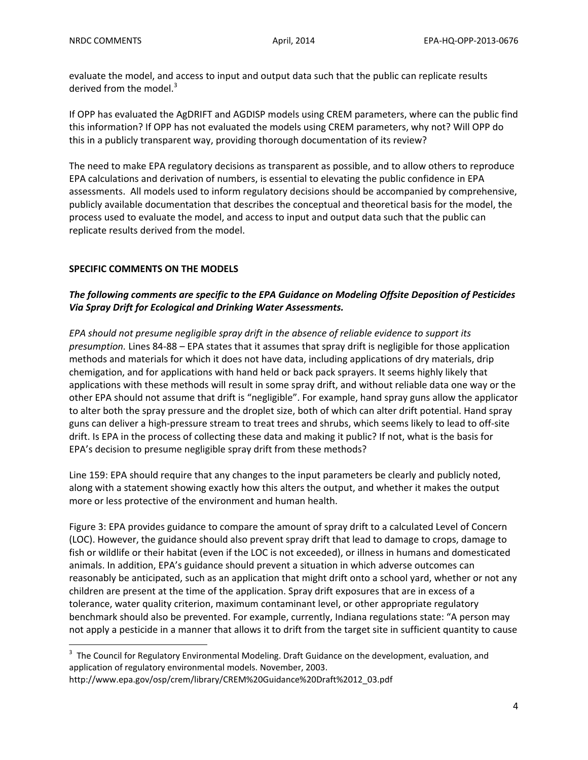evaluate the model, and access to input and output data such that the public can replicate results derived from the model.[3]

If OPP has evaluated the AgDRIFT and AGDISP models using CREM parameters, where can the public find this information? If OPP has not evaluated the models using CREM parameters, why not? Will OPP do this in a publicly transparent way, providing thorough documentation of its review?

The need to make EPA regulatory decisions as transparent as possible, and to allow others to reproduce EPA calculations and derivation of numbers, is essential to elevating the public confidence in EPA assessments. All models used to inform regulatory decisions should be accompanied by comprehensive, publicly available documentation that describes the conceptual and theoretical basis for the model, the process used to evaluate the model, and access to input and output data such that the public can replicate results derived from the model.

**SPECIFIC COMMENTS ON THE MODELS**

***The following comments are specific to the EPA Guidance on Modeling Offsite Deposition of Pesticides Via Spray Drift for Ecological and Drinking Water Assessments.***

*EPA should not presume negligible spray drift in the absence of reliable evidence to support its presumption.* Lines 84-88 – EPA states that it assumes that spray drift is negligible for those application methods and materials for which it does not have data, including applications of dry materials, drip chemigation, and for applications with hand held or back pack sprayers. It seems highly likely that applications with these methods will result in some spray drift, and without reliable data one way or the other EPA should not assume that drift is "negligible". For example, hand spray guns allow the applicator to alter both the spray pressure and the droplet size, both of which can alter drift potential. Hand spray guns can deliver a high-pressure stream to treat trees and shrubs, which seems likely to lead to off-site drift. Is EPA in the process of collecting these data and making it public? If not, what is the basis for EPA's decision to presume negligible spray drift from these methods?

Line 159: EPA should require that any changes to the input parameters be clearly and publicly noted, along with a statement showing exactly how this alters the output, and whether it makes the output more or less protective of the environment and human health.

Figure 3: EPA provides guidance to compare the amount of spray drift to a calculated Level of Concern (LOC). However, the guidance should also prevent spray drift that lead to damage to crops, damage to fish or wildlife or their habitat (even if the LOC is not exceeded), or illness in humans and domesticated animals. In addition, EPA's guidance should prevent a situation in which adverse outcomes can reasonably be anticipated, such as an application that might drift onto a school yard, whether or not any children are present at the time of the application. Spray drift exposures that are in excess of a tolerance, water quality criterion, maximum contaminant level, or other appropriate regulatory benchmark should also be prevented. For example, currently, Indiana regulations state: "A person may not apply a pesticide in a manner that allows it to drift from the target site in sufficient quantity to cause

[3] The Council for Regulatory Environmental Modeling. Draft Guidance on the development, evaluation, and application of regulatory environmental models. November, 2003. http://www.epa.gov/osp/crem/library/CREM%20Guidance%20Draft%2012_03.pdf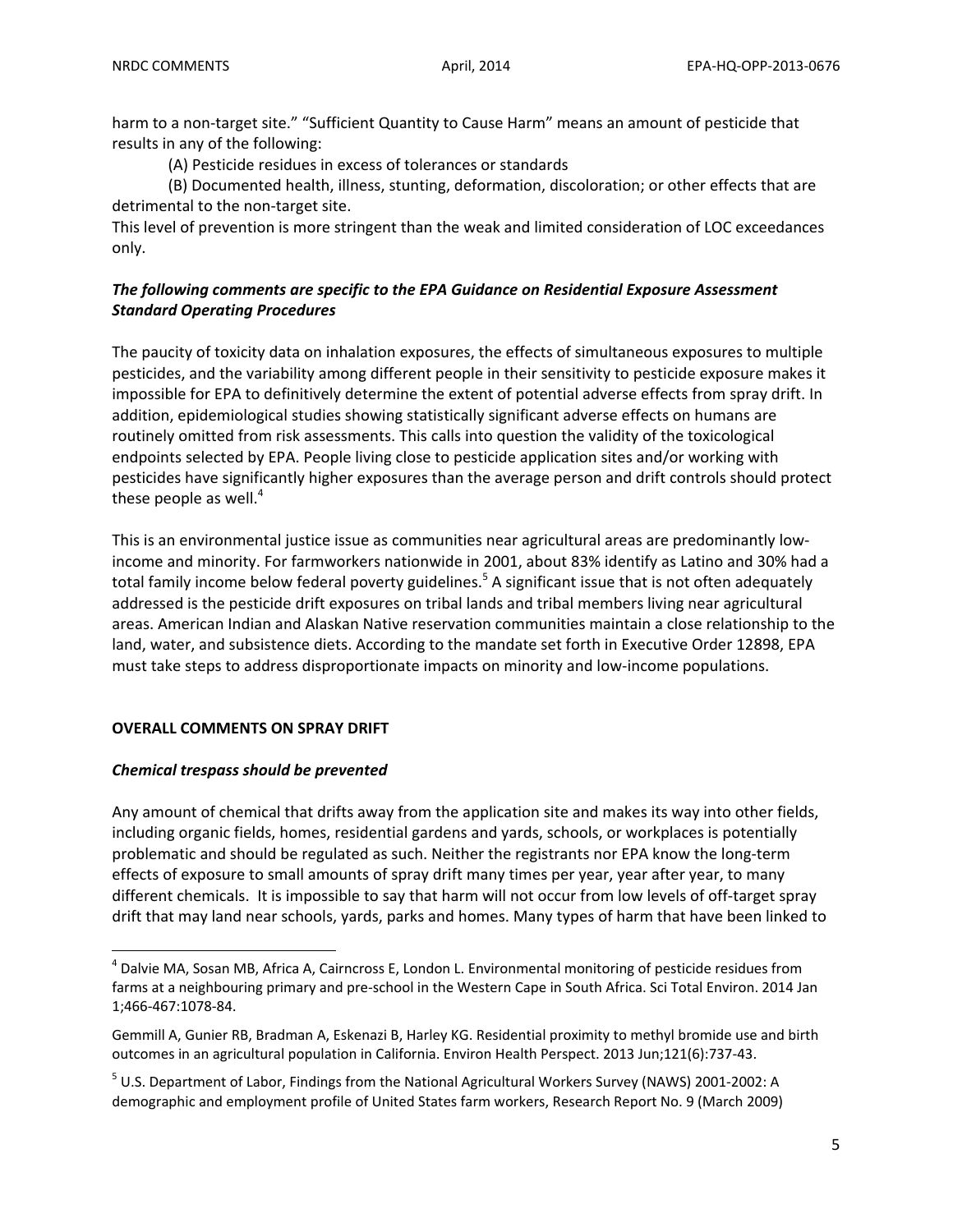harm to a non-target site." "Sufficient Quantity to Cause Harm" means an amount of pesticide that results in any of the following:

(A) Pesticide residues in excess of tolerances or standards

(B) Documented health, illness, stunting, deformation, discoloration; or other effects that are detrimental to the non-target site.

This level of prevention is more stringent than the weak and limited consideration of LOC exceedances only.

***The following comments are specific to the EPA Guidance on Residential Exposure Assessment Standard Operating Procedures***

The paucity of toxicity data on inhalation exposures, the effects of simultaneous exposures to multiple pesticides, and the variability among different people in their sensitivity to pesticide exposure makes it impossible for EPA to definitively determine the extent of potential adverse effects from spray drift. In addition, epidemiological studies showing statistically significant adverse effects on humans are routinely omitted from risk assessments. This calls into question the validity of the toxicological endpoints selected by EPA. People living close to pesticide application sites and/or working with pesticides have significantly higher exposures than the average person and drift controls should protect these people as well.[4]

This is an environmental justice issue as communities near agricultural areas are predominantly low-income and minority. For farmworkers nationwide in 2001, about 83% identify as Latino and 30% had a total family income below federal poverty guidelines.[5] A significant issue that is not often adequately addressed is the pesticide drift exposures on tribal lands and tribal members living near agricultural areas. American Indian and Alaskan Native reservation communities maintain a close relationship to the land, water, and subsistence diets. According to the mandate set forth in Executive Order 12898, EPA must take steps to address disproportionate impacts on minority and low-income populations.

## OVERALL COMMENTS ON SPRAY DRIFT

### *Chemical trespass should be prevented*

Any amount of chemical that drifts away from the application site and makes its way into other fields, including organic fields, homes, residential gardens and yards, schools, or workplaces is potentially problematic and should be regulated as such. Neither the registrants nor EPA know the long-term effects of exposure to small amounts of spray drift many times per year, year after year, to many different chemicals. It is impossible to say that harm will not occur from low levels of off-target spray drift that may land near schools, yards, parks and homes. Many types of harm that have been linked to

---

[4] Dalvie MA, Sosan MB, Africa A, Cairncross E, London L. Environmental monitoring of pesticide residues from farms at a neighbouring primary and pre-school in the Western Cape in South Africa. Sci Total Environ. 2014 Jan 1;466-467:1078-84.

Gemmill A, Gunier RB, Bradman A, Eskenazi B, Harley KG. Residential proximity to methyl bromide use and birth outcomes in an agricultural population in California. Environ Health Perspect. 2013 Jun;121(6):737-43.

[5] U.S. Department of Labor, Findings from the National Agricultural Workers Survey (NAWS) 2001-2002: A demographic and employment profile of United States farm workers, Research Report No. 9 (March 2009)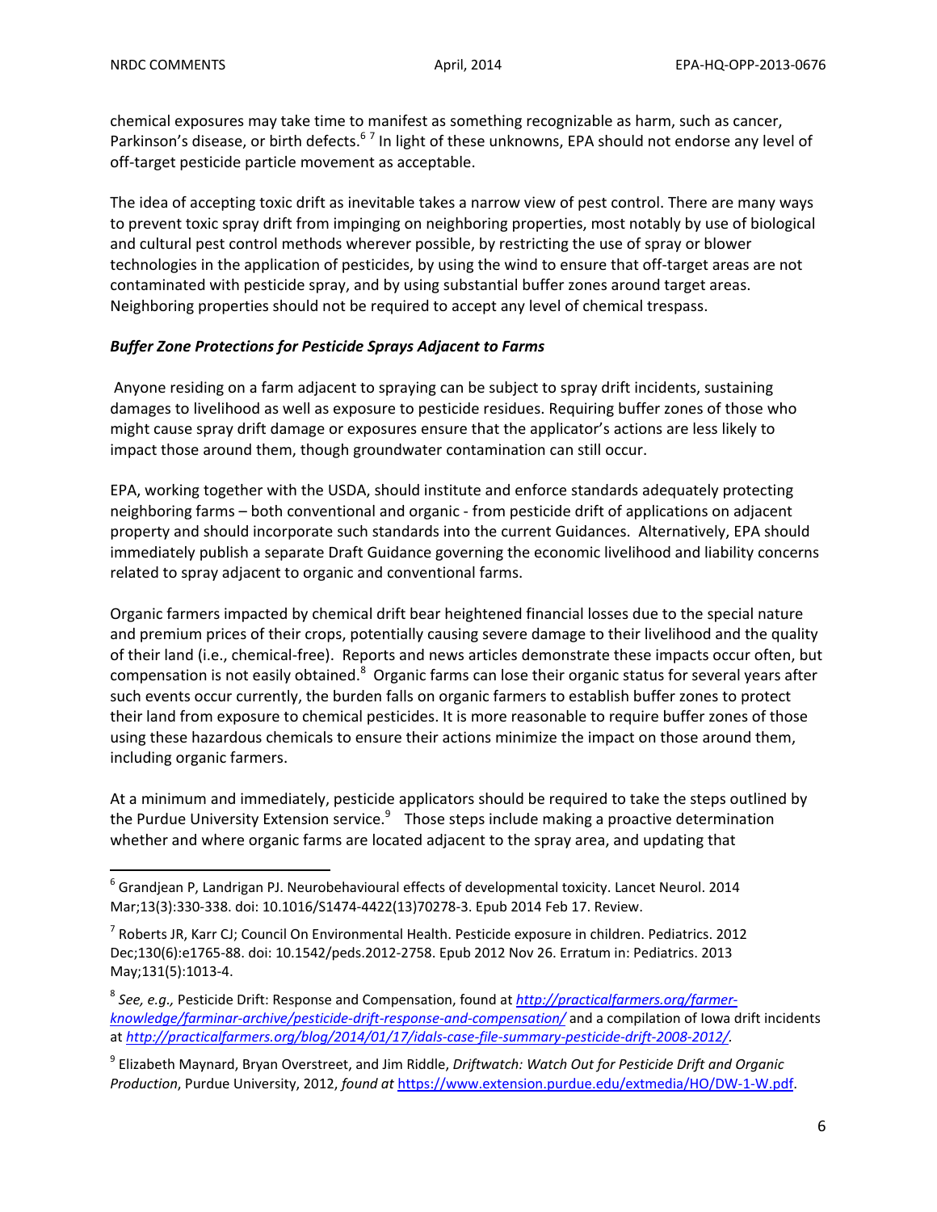chemical exposures may take time to manifest as something recognizable as harm, such as cancer, Parkinson's disease, or birth defects.[6] [7] In light of these unknowns, EPA should not endorse any level of off-target pesticide particle movement as acceptable.

The idea of accepting toxic drift as inevitable takes a narrow view of pest control. There are many ways to prevent toxic spray drift from impinging on neighboring properties, most notably by use of biological and cultural pest control methods wherever possible, by restricting the use of spray or blower technologies in the application of pesticides, by using the wind to ensure that off-target areas are not contaminated with pesticide spray, and by using substantial buffer zones around target areas. Neighboring properties should not be required to accept any level of chemical trespass.

***Buffer Zone Protections for Pesticide Sprays Adjacent to Farms***

Anyone residing on a farm adjacent to spraying can be subject to spray drift incidents, sustaining damages to livelihood as well as exposure to pesticide residues. Requiring buffer zones of those who might cause spray drift damage or exposures ensure that the applicator's actions are less likely to impact those around them, though groundwater contamination can still occur.

EPA, working together with the USDA, should institute and enforce standards adequately protecting neighboring farms – both conventional and organic - from pesticide drift of applications on adjacent property and should incorporate such standards into the current Guidances. Alternatively, EPA should immediately publish a separate Draft Guidance governing the economic livelihood and liability concerns related to spray adjacent to organic and conventional farms.

Organic farmers impacted by chemical drift bear heightened financial losses due to the special nature and premium prices of their crops, potentially causing severe damage to their livelihood and the quality of their land (i.e., chemical-free). Reports and news articles demonstrate these impacts occur often, but compensation is not easily obtained.[8] Organic farms can lose their organic status for several years after such events occur currently, the burden falls on organic farmers to establish buffer zones to protect their land from exposure to chemical pesticides. It is more reasonable to require buffer zones of those using these hazardous chemicals to ensure their actions minimize the impact on those around them, including organic farmers.

At a minimum and immediately, pesticide applicators should be required to take the steps outlined by the Purdue University Extension service.[9] Those steps include making a proactive determination whether and where organic farms are located adjacent to the spray area, and updating that

---

[6] Grandjean P, Landrigan PJ. Neurobehavioural effects of developmental toxicity. Lancet Neurol. 2014 Mar;13(3):330-338. doi: 10.1016/S1474-4422(13)70278-3. Epub 2014 Feb 17. Review.

[7] Roberts JR, Karr CJ; Council On Environmental Health. Pesticide exposure in children. Pediatrics. 2012 Dec;130(6):e1765-88. doi: 10.1542/peds.2012-2758. Epub 2012 Nov 26. Erratum in: Pediatrics. 2013 May;131(5):1013-4.

[8] *See, e.g.,* Pesticide Drift: Response and Compensation, found at *http://practicalfarmers.org/farmer-knowledge/farminar-archive/pesticide-drift-response-and-compensation/* and a compilation of Iowa drift incidents at *http://practicalfarmers.org/blog/2014/01/17/idals-case-file-summary-pesticide-drift-2008-2012/*.

[9] Elizabeth Maynard, Bryan Overstreet, and Jim Riddle, *Driftwatch: Watch Out for Pesticide Drift and Organic Production*, Purdue University, 2012, *found at* https://www.extension.purdue.edu/extmedia/HO/DW-1-W.pdf.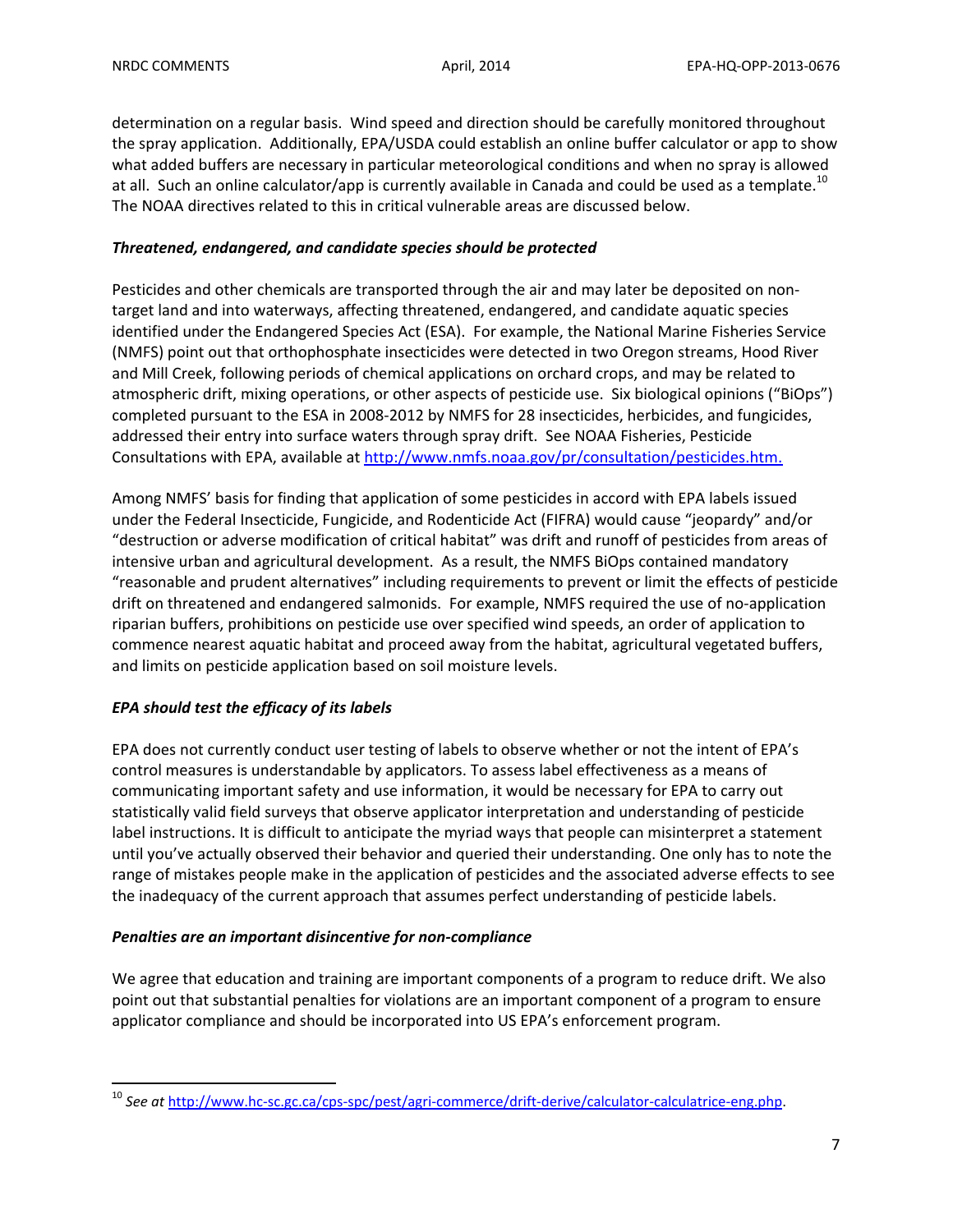determination on a regular basis. Wind speed and direction should be carefully monitored throughout the spray application. Additionally, EPA/USDA could establish an online buffer calculator or app to show what added buffers are necessary in particular meteorological conditions and when no spray is allowed at all. Such an online calculator/app is currently available in Canada and could be used as a template.[10] The NOAA directives related to this in critical vulnerable areas are discussed below.

***Threatened, endangered, and candidate species should be protected***

Pesticides and other chemicals are transported through the air and may later be deposited on non-target land and into waterways, affecting threatened, endangered, and candidate aquatic species identified under the Endangered Species Act (ESA). For example, the National Marine Fisheries Service (NMFS) point out that orthophosphate insecticides were detected in two Oregon streams, Hood River and Mill Creek, following periods of chemical applications on orchard crops, and may be related to atmospheric drift, mixing operations, or other aspects of pesticide use. Six biological opinions ("BiOps") completed pursuant to the ESA in 2008-2012 by NMFS for 28 insecticides, herbicides, and fungicides, addressed their entry into surface waters through spray drift. See NOAA Fisheries, Pesticide Consultations with EPA, available at http://www.nmfs.noaa.gov/pr/consultation/pesticides.htm.

Among NMFS' basis for finding that application of some pesticides in accord with EPA labels issued under the Federal Insecticide, Fungicide, and Rodenticide Act (FIFRA) would cause "jeopardy" and/or "destruction or adverse modification of critical habitat" was drift and runoff of pesticides from areas of intensive urban and agricultural development. As a result, the NMFS BiOps contained mandatory "reasonable and prudent alternatives" including requirements to prevent or limit the effects of pesticide drift on threatened and endangered salmonids. For example, NMFS required the use of no-application riparian buffers, prohibitions on pesticide use over specified wind speeds, an order of application to commence nearest aquatic habitat and proceed away from the habitat, agricultural vegetated buffers, and limits on pesticide application based on soil moisture levels.

***EPA should test the efficacy of its labels***

EPA does not currently conduct user testing of labels to observe whether or not the intent of EPA's control measures is understandable by applicators. To assess label effectiveness as a means of communicating important safety and use information, it would be necessary for EPA to carry out statistically valid field surveys that observe applicator interpretation and understanding of pesticide label instructions. It is difficult to anticipate the myriad ways that people can misinterpret a statement until you've actually observed their behavior and queried their understanding. One only has to note the range of mistakes people make in the application of pesticides and the associated adverse effects to see the inadequacy of the current approach that assumes perfect understanding of pesticide labels.

***Penalties are an important disincentive for non-compliance***

We agree that education and training are important components of a program to reduce drift. We also point out that substantial penalties for violations are an important component of a program to ensure applicator compliance and should be incorporated into US EPA's enforcement program.

---

[10] *See at* http://www.hc-sc.gc.ca/cps-spc/pest/agri-commerce/drift-derive/calculator-calculatrice-eng.php.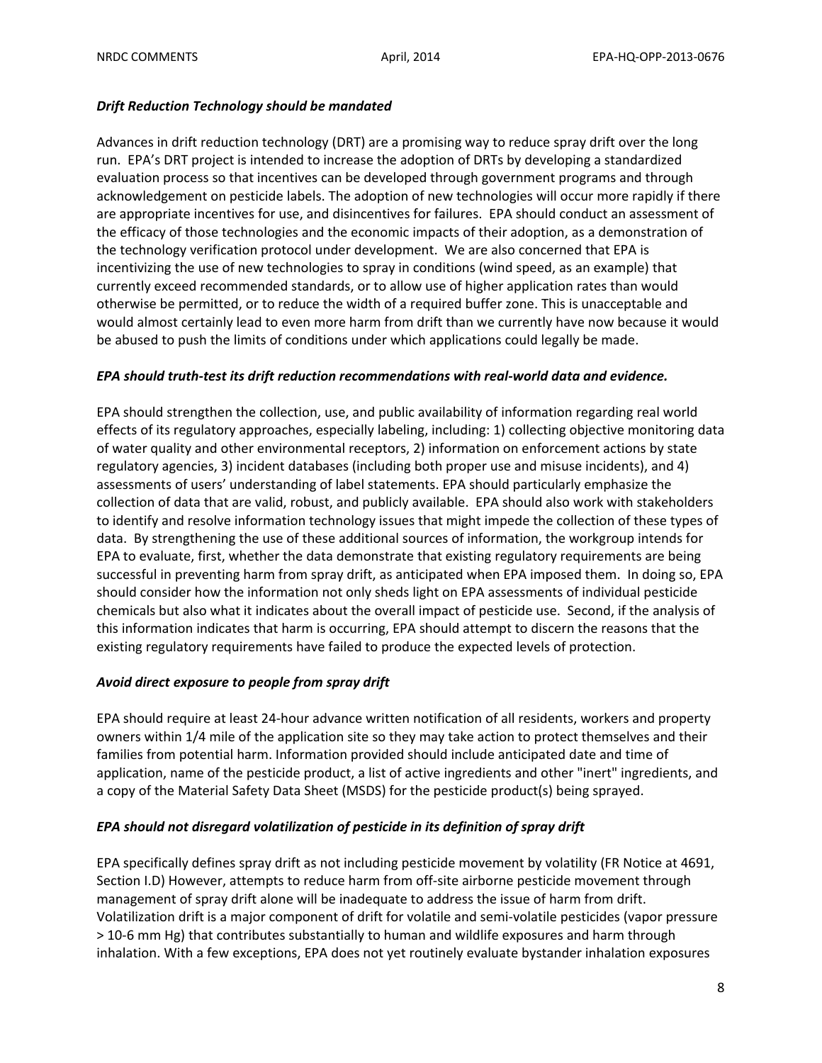***Drift Reduction Technology should be mandated***

Advances in drift reduction technology (DRT) are a promising way to reduce spray drift over the long run. EPA's DRT project is intended to increase the adoption of DRTs by developing a standardized evaluation process so that incentives can be developed through government programs and through acknowledgement on pesticide labels. The adoption of new technologies will occur more rapidly if there are appropriate incentives for use, and disincentives for failures. EPA should conduct an assessment of the efficacy of those technologies and the economic impacts of their adoption, as a demonstration of the technology verification protocol under development. We are also concerned that EPA is incentivizing the use of new technologies to spray in conditions (wind speed, as an example) that currently exceed recommended standards, or to allow use of higher application rates than would otherwise be permitted, or to reduce the width of a required buffer zone. This is unacceptable and would almost certainly lead to even more harm from drift than we currently have now because it would be abused to push the limits of conditions under which applications could legally be made.

***EPA should truth-test its drift reduction recommendations with real-world data and evidence.***

EPA should strengthen the collection, use, and public availability of information regarding real world effects of its regulatory approaches, especially labeling, including: 1) collecting objective monitoring data of water quality and other environmental receptors, 2) information on enforcement actions by state regulatory agencies, 3) incident databases (including both proper use and misuse incidents), and 4) assessments of users' understanding of label statements. EPA should particularly emphasize the collection of data that are valid, robust, and publicly available. EPA should also work with stakeholders to identify and resolve information technology issues that might impede the collection of these types of data. By strengthening the use of these additional sources of information, the workgroup intends for EPA to evaluate, first, whether the data demonstrate that existing regulatory requirements are being successful in preventing harm from spray drift, as anticipated when EPA imposed them. In doing so, EPA should consider how the information not only sheds light on EPA assessments of individual pesticide chemicals but also what it indicates about the overall impact of pesticide use. Second, if the analysis of this information indicates that harm is occurring, EPA should attempt to discern the reasons that the existing regulatory requirements have failed to produce the expected levels of protection.

***Avoid direct exposure to people from spray drift***

EPA should require at least 24-hour advance written notification of all residents, workers and property owners within 1/4 mile of the application site so they may take action to protect themselves and their families from potential harm. Information provided should include anticipated date and time of application, name of the pesticide product, a list of active ingredients and other "inert" ingredients, and a copy of the Material Safety Data Sheet (MSDS) for the pesticide product(s) being sprayed.

***EPA should not disregard volatilization of pesticide in its definition of spray drift***

EPA specifically defines spray drift as not including pesticide movement by volatility (FR Notice at 4691, Section I.D) However, attempts to reduce harm from off-site airborne pesticide movement through management of spray drift alone will be inadequate to address the issue of harm from drift. Volatilization drift is a major component of drift for volatile and semi-volatile pesticides (vapor pressure > 10-6 mm Hg) that contributes substantially to human and wildlife exposures and harm through inhalation. With a few exceptions, EPA does not yet routinely evaluate bystander inhalation exposures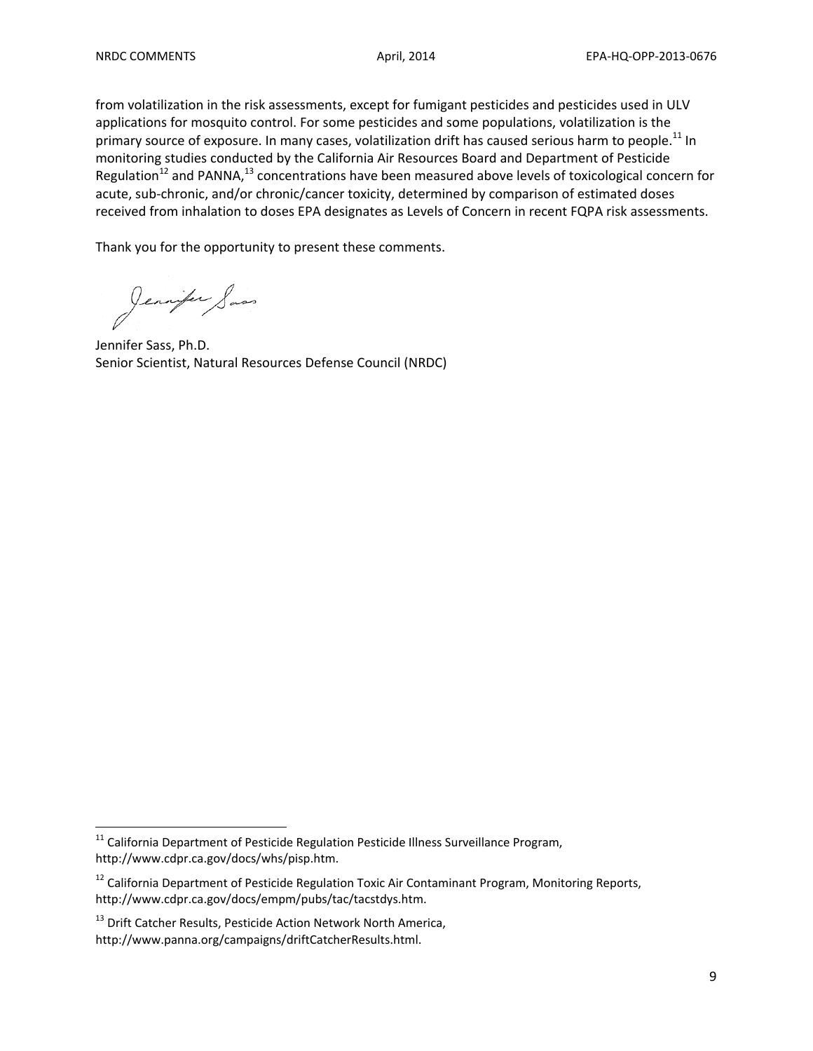from volatilization in the risk assessments, except for fumigant pesticides and pesticides used in ULV applications for mosquito control. For some pesticides and some populations, volatilization is the primary source of exposure. In many cases, volatilization drift has caused serious harm to people.[11] In monitoring studies conducted by the California Air Resources Board and Department of Pesticide Regulation[12] and PANNA,[13] concentrations have been measured above levels of toxicological concern for acute, sub-chronic, and/or chronic/cancer toxicity, determined by comparison of estimated doses received from inhalation to doses EPA designates as Levels of Concern in recent FQPA risk assessments.

Thank you for the opportunity to present these comments.

Jennifer Sass

Jennifer Sass, Ph.D.
Senior Scientist, Natural Resources Defense Council (NRDC)

---

[11] California Department of Pesticide Regulation Pesticide Illness Surveillance Program, http://www.cdpr.ca.gov/docs/whs/pisp.htm.

[12] California Department of Pesticide Regulation Toxic Air Contaminant Program, Monitoring Reports, http://www.cdpr.ca.gov/docs/empm/pubs/tac/tacstdys.htm.

[13] Drift Catcher Results, Pesticide Action Network North America, http://www.panna.org/campaigns/driftCatcherResults.html.